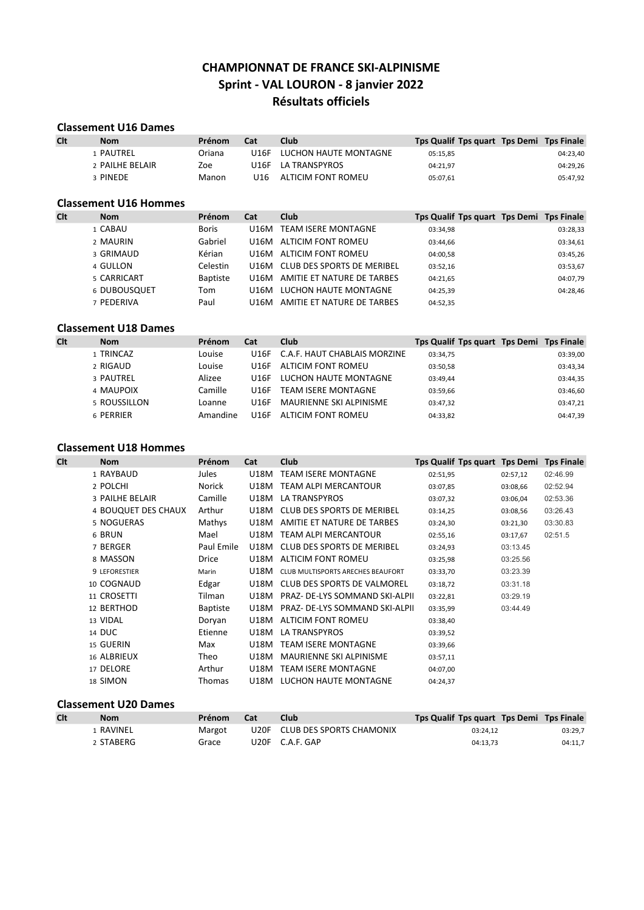# CHAMPIONNAT DE FRANCE SKI-ALPINISME
## Sprint - VAL LOURON - 8 janvier 2022
## Résultats officiels

### Classement U16 Dames

| Clt | Nom | Prénom | Cat | Club | Tps Qualif | Tps quart | Tps Demi | Tps Finale |
|---|---|---|---|---|---|---|---|---|
| 1 | PAUTREL | Oriana | U16F | LUCHON HAUTE MONTAGNE | 05:15,85 | | | 04:23,40 |
| 2 | PAILHE BELAIR | Zoe | U16F | LA TRANSPYROS | 04:21,97 | | | 04:29,26 |
| 3 | PINEDE | Manon | U16 | ALTICIM FONT ROMEU | 05:07,61 | | | 05:47,92 |

### Classement U16 Hommes

| Clt | Nom | Prénom | Cat | Club | Tps Qualif | Tps quart | Tps Demi | Tps Finale |
|---|---|---|---|---|---|---|---|---|
| 1 | CABAU | Boris | U16M | TEAM ISERE MONTAGNE | 03:34,98 | | | 03:28,33 |
| 2 | MAURIN | Gabriel | U16M | ALTICIM FONT ROMEU | 03:44,66 | | | 03:34,61 |
| 3 | GRIMAUD | Kérian | U16M | ALTICIM FONT ROMEU | 04:00,58 | | | 03:45,26 |
| 4 | GULLON | Celestin | U16M | CLUB DES SPORTS DE MERIBEL | 03:52,16 | | | 03:53,67 |
| 5 | CARRICART | Baptiste | U16M | AMITIE ET NATURE DE TARBES | 04:21,65 | | | 04:07,79 |
| 6 | DUBOUSQUET | Tom | U16M | LUCHON HAUTE MONTAGNE | 04:25,39 | | | 04:28,46 |
| 7 | PEDERIVA | Paul | U16M | AMITIE ET NATURE DE TARBES | 04:52,35 | | | |

### Classement U18 Dames

| Clt | Nom | Prénom | Cat | Club | Tps Qualif | Tps quart | Tps Demi | Tps Finale |
|---|---|---|---|---|---|---|---|---|
| 1 | TRINCAZ | Louise | U16F | C.A.F. HAUT CHABLAIS MORZINE | 03:34,75 | | | 03:39,00 |
| 2 | RIGAUD | Louise | U16F | ALTICIM FONT ROMEU | 03:50,58 | | | 03:43,34 |
| 3 | PAUTREL | Alizee | U16F | LUCHON HAUTE MONTAGNE | 03:49,44 | | | 03:44,35 |
| 4 | MAUPOIX | Camille | U16F | TEAM ISERE MONTAGNE | 03:59,66 | | | 03:46,60 |
| 5 | ROUSSILLON | Loanne | U16F | MAURIENNE SKI ALPINISME | 03:47,32 | | | 03:47,21 |
| 6 | PERRIER | Amandine | U16F | ALTICIM FONT ROMEU | 04:33,82 | | | 04:47,39 |

### Classement U18 Hommes

| Clt | Nom | Prénom | Cat | Club | Tps Qualif | Tps quart | Tps Demi | Tps Finale |
|---|---|---|---|---|---|---|---|---|
| 1 | RAYBAUD | Jules | U18M | TEAM ISERE MONTAGNE | 02:51,95 | | 02:57,12 | 02:46.99 |
| 2 | POLCHI | Norick | U18M | TEAM ALPI MERCANTOUR | 03:07,85 | | 03:08,66 | 02:52.94 |
| 3 | PAILHE BELAIR | Camille | U18M | LA TRANSPYROS | 03:07,32 | | 03:06,04 | 02:53.36 |
| 4 | BOUQUET DES CHAUX | Arthur | U18M | CLUB DES SPORTS DE MERIBEL | 03:14,25 | | 03:08,56 | 03:26.43 |
| 5 | NOGUERAS | Mathys | U18M | AMITIE ET NATURE DE TARBES | 03:24,30 | | 03:21,30 | 03:30.83 |
| 6 | BRUN | Mael | U18M | TEAM ALPI MERCANTOUR | 02:55,16 | | 03:17,67 | 02:51.5 |
| 7 | BERGER | Paul Emile | U18M | CLUB DES SPORTS DE MERIBEL | 03:24,93 | | 03:13.45 | |
| 8 | MASSON | Drice | U18M | ALTICIM FONT ROMEU | 03:25,98 | | 03:25.56 | |
| 9 | LEFORESTIER | Marin | U18M | CLUB MULTISPORTS ARECHES BEAUFORT | 03:33,70 | | 03:23.39 | |
| 10 | COGNAUD | Edgar | U18M | CLUB DES SPORTS DE VALMOREL | 03:18,72 | | 03:31.18 | |
| 11 | CROSETTI | Tilman | U18M | PRAZ- DE-LYS SOMMAND SKI-ALPII | 03:22,81 | | 03:29.19 | |
| 12 | BERTHOD | Baptiste | U18M | PRAZ- DE-LYS SOMMAND SKI-ALPII | 03:35,99 | | 03:44.49 | |
| 13 | VIDAL | Doryan | U18M | ALTICIM FONT ROMEU | 03:38,40 | | | |
| 14 | DUC | Etienne | U18M | LA TRANSPYROS | 03:39,52 | | | |
| 15 | GUERIN | Max | U18M | TEAM ISERE MONTAGNE | 03:39,66 | | | |
| 16 | ALBRIEUX | Theo | U18M | MAURIENNE SKI ALPINISME | 03:57,11 | | | |
| 17 | DELORE | Arthur | U18M | TEAM ISERE MONTAGNE | 04:07,00 | | | |
| 18 | SIMON | Thomas | U18M | LUCHON HAUTE MONTAGNE | 04:24,37 | | | |

### Classement U20 Dames

| Clt | Nom | Prénom | Cat | Club | Tps Qualif | Tps quart | Tps Demi | Tps Finale |
|---|---|---|---|---|---|---|---|---|
| 1 | RAVINEL | Margot | U20F | CLUB DES SPORTS CHAMONIX | | 03:24,12 | | 03:29,7 |
| 2 | STABERG | Grace | U20F | C.A.F. GAP | | 04:13,73 | | 04:11,7 |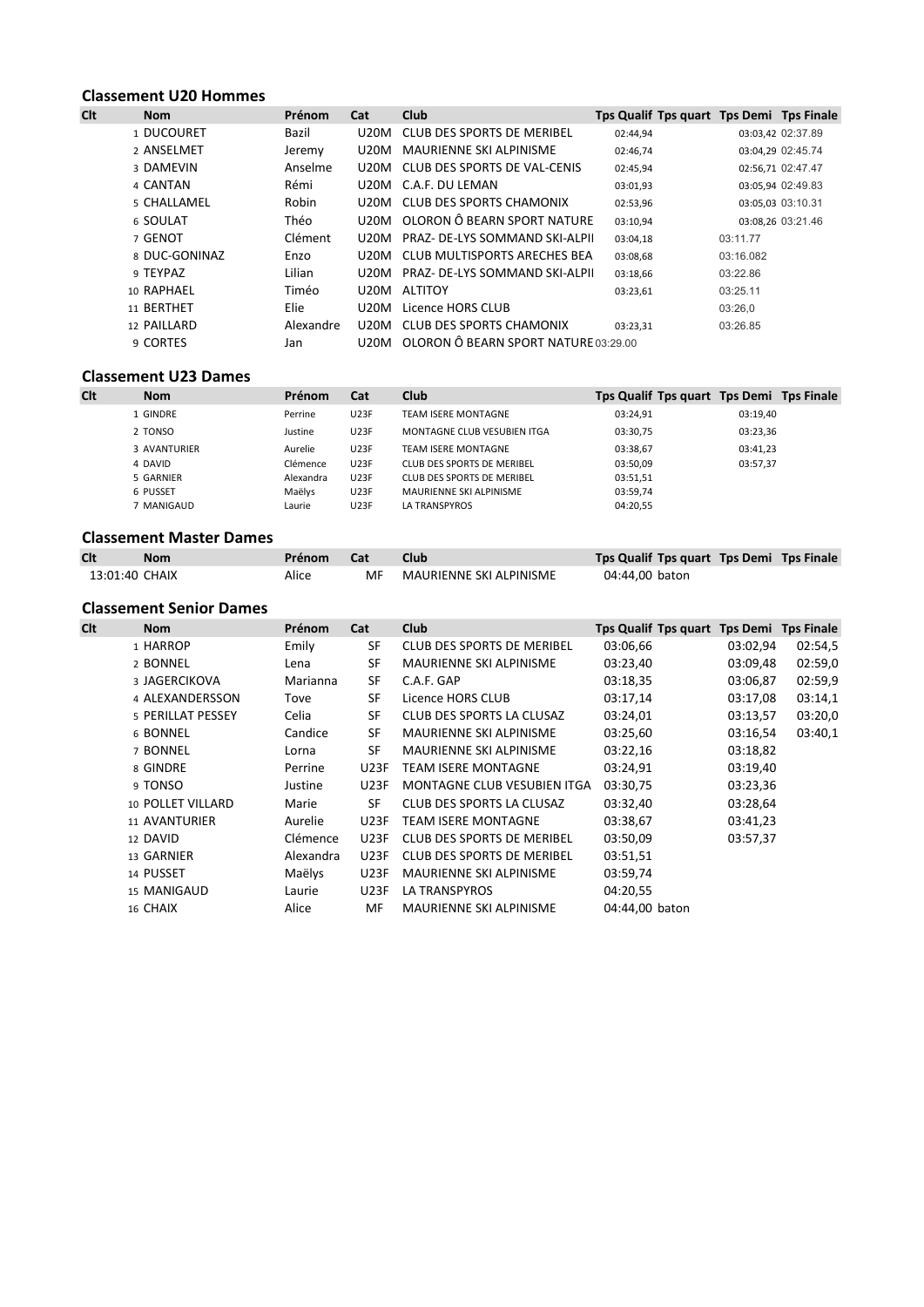### Classement U20 Hommes

| Clt | Nom | Prénom | Cat | Club | Tps Qualif | Tps quart | Tps Demi | Tps Finale |
|---|---|---|---|---|---|---|---|---|
| 1 | DUCOURET | Bazil | U20M | CLUB DES SPORTS DE MERIBEL | 02:44,94 | | 03:03,42 | 02:37.89 |
| 2 | ANSELMET | Jeremy | U20M | MAURIENNE SKI ALPINISME | 02:46,74 | | 03:04,29 | 02:45.74 |
| 3 | DAMEVIN | Anselme | U20M | CLUB DES SPORTS DE VAL-CENIS | 02:45,94 | | 02:56,71 | 02:47.47 |
| 4 | CANTAN | Rémi | U20M | C.A.F. DU LEMAN | 03:01,93 | | 03:05,94 | 02:49.83 |
| 5 | CHALLAMEL | Robin | U20M | CLUB DES SPORTS CHAMONIX | 02:53,96 | | 03:05,03 | 03:10.31 |
| 6 | SOULAT | Théo | U20M | OLORON Ô BEARN SPORT NATURE | 03:10,94 | | 03:08,26 | 03:21.46 |
| 7 | GENOT | Clément | U20M | PRAZ- DE-LYS SOMMAND SKI-ALPII | 03:04,18 | | 03:11.77 | |
| 8 | DUC-GONINAZ | Enzo | U20M | CLUB MULTISPORTS ARECHES BEA | 03:08,68 | | 03:16.082 | |
| 9 | TEYPAZ | Lilian | U20M | PRAZ- DE-LYS SOMMAND SKI-ALPII | 03:18,66 | | 03:22.86 | |
| 10 | RAPHAEL | Timéo | U20M | ALTITOY | 03:23,61 | | 03:25.11 | |
| 11 | BERTHET | Elie | U20M | Licence HORS CLUB | | | 03:26,0 | |
| 12 | PAILLARD | Alexandre | U20M | CLUB DES SPORTS CHAMONIX | 03:23,31 | | 03:26.85 | |
| 9 | CORTES | Jan | U20M | OLORON Ô BEARN SPORT NATURE | 03:29.00 | | | |

### Classement U23 Dames

| Clt | Nom | Prénom | Cat | Club | Tps Qualif | Tps quart | Tps Demi | Tps Finale |
|---|---|---|---|---|---|---|---|---|
| 1 | GINDRE | Perrine | U23F | TEAM ISERE MONTAGNE | 03:24,91 | | 03:19,40 | |
| 2 | TONSO | Justine | U23F | MONTAGNE CLUB VESUBIEN ITGA | 03:30,75 | | 03:23,36 | |
| 3 | AVANTURIER | Aurelie | U23F | TEAM ISERE MONTAGNE | 03:38,67 | | 03:41,23 | |
| 4 | DAVID | Clémence | U23F | CLUB DES SPORTS DE MERIBEL | 03:50,09 | | 03:57,37 | |
| 5 | GARNIER | Alexandra | U23F | CLUB DES SPORTS DE MERIBEL | 03:51,51 | | | |
| 6 | PUSSET | Maëlys | U23F | MAURIENNE SKI ALPINISME | 03:59,74 | | | |
| 7 | MANIGAUD | Laurie | U23F | LA TRANSPYROS | 04:20,55 | | | |

### Classement Master Dames

| Clt | Nom | Prénom | Cat | Club | Tps Qualif | Tps quart | Tps Demi | Tps Finale |
|---|---|---|---|---|---|---|---|---|
| 13:01:40 | CHAIX | Alice | MF | MAURIENNE SKI ALPINISME | 04:44,00 | baton | | |

### Classement Senior Dames

| Clt | Nom | Prénom | Cat | Club | Tps Qualif | Tps quart | Tps Demi | Tps Finale |
|---|---|---|---|---|---|---|---|---|
| 1 | HARROP | Emily | SF | CLUB DES SPORTS DE MERIBEL | 03:06,66 | | 03:02,94 | 02:54,5 |
| 2 | BONNEL | Lena | SF | MAURIENNE SKI ALPINISME | 03:23,40 | | 03:09,48 | 02:59,0 |
| 3 | JAGERCIKOVA | Marianna | SF | C.A.F. GAP | 03:18,35 | | 03:06,87 | 02:59,9 |
| 4 | ALEXANDERSSON | Tove | SF | Licence HORS CLUB | 03:17,14 | | 03:17,08 | 03:14,1 |
| 5 | PERILLAT PESSEY | Celia | SF | CLUB DES SPORTS LA CLUSAZ | 03:24,01 | | 03:13,57 | 03:20,0 |
| 6 | BONNEL | Candice | SF | MAURIENNE SKI ALPINISME | 03:25,60 | | 03:16,54 | 03:40,1 |
| 7 | BONNEL | Lorna | SF | MAURIENNE SKI ALPINISME | 03:22,16 | | 03:18,82 | |
| 8 | GINDRE | Perrine | U23F | TEAM ISERE MONTAGNE | 03:24,91 | | 03:19,40 | |
| 9 | TONSO | Justine | U23F | MONTAGNE CLUB VESUBIEN ITGA | 03:30,75 | | 03:23,36 | |
| 10 | POLLET VILLARD | Marie | SF | CLUB DES SPORTS LA CLUSAZ | 03:32,40 | | 03:28,64 | |
| 11 | AVANTURIER | Aurelie | U23F | TEAM ISERE MONTAGNE | 03:38,67 | | 03:41,23 | |
| 12 | DAVID | Clémence | U23F | CLUB DES SPORTS DE MERIBEL | 03:50,09 | | 03:57,37 | |
| 13 | GARNIER | Alexandra | U23F | CLUB DES SPORTS DE MERIBEL | 03:51,51 | | | |
| 14 | PUSSET | Maëlys | U23F | MAURIENNE SKI ALPINISME | 03:59,74 | | | |
| 15 | MANIGAUD | Laurie | U23F | LA TRANSPYROS | 04:20,55 | | | |
| 16 | CHAIX | Alice | MF | MAURIENNE SKI ALPINISME | 04:44,00 | baton | | |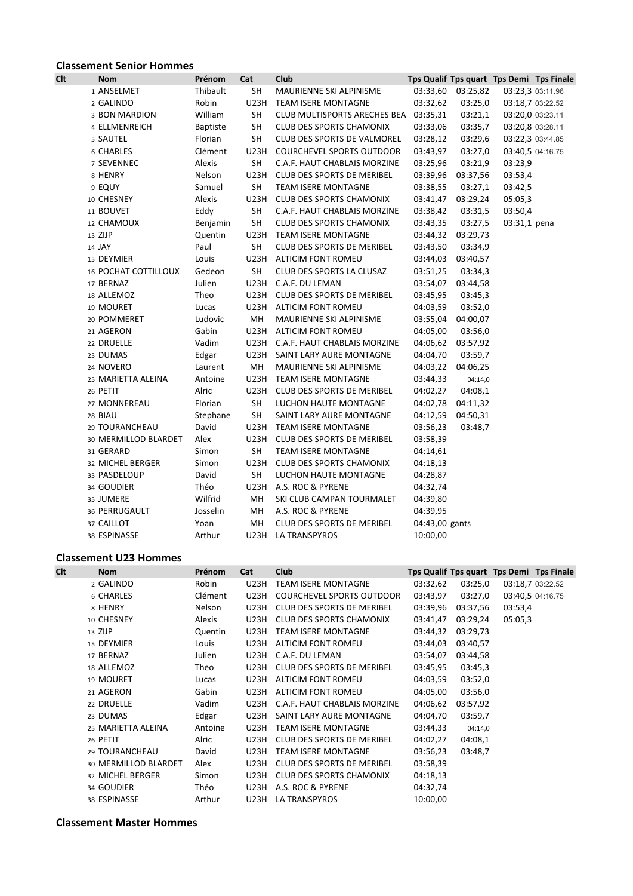### Classement Senior Hommes

| Clt | Nom | Prénom | Cat | Club | Tps Qualif | Tps quart | Tps Demi | Tps Finale |
|---|---|---|---|---|---|---|---|---|
| 1 | ANSELMET | Thibault | SH | MAURIENNE SKI ALPINISME | 03:33,60 | 03:25,82 | 03:23,3 | 03:11.96 |
| 2 | GALINDO | Robin | U23H | TEAM ISERE MONTAGNE | 03:32,62 | 03:25,0 | 03:18,7 | 03:22.52 |
| 3 | BON MARDION | William | SH | CLUB MULTISPORTS ARECHES BEA | 03:35,31 | 03:21,1 | 03:20,0 | 03:23.11 |
| 4 | ELLMENREICH | Baptiste | SH | CLUB DES SPORTS CHAMONIX | 03:33,06 | 03:35,7 | 03:20,8 | 03:28.11 |
| 5 | SAUTEL | Florian | SH | CLUB DES SPORTS DE VALMOREL | 03:28,12 | 03:29,6 | 03:22,3 | 03:44.85 |
| 6 | CHARLES | Clément | U23H | COURCHEVEL SPORTS OUTDOOR | 03:43,97 | 03:27,0 | 03:40,5 | 04:16.75 |
| 7 | SEVENNEC | Alexis | SH | C.A.F. HAUT CHABLAIS MORZINE | 03:25,96 | 03:21,9 | 03:23,9 | |
| 8 | HENRY | Nelson | U23H | CLUB DES SPORTS DE MERIBEL | 03:39,96 | 03:37,56 | 03:53,4 | |
| 9 | EQUY | Samuel | SH | TEAM ISERE MONTAGNE | 03:38,55 | 03:27,1 | 03:42,5 | |
| 10 | CHESNEY | Alexis | U23H | CLUB DES SPORTS CHAMONIX | 03:41,47 | 03:29,24 | 05:05,3 | |
| 11 | BOUVET | Eddy | SH | C.A.F. HAUT CHABLAIS MORZINE | 03:38,42 | 03:31,5 | 03:50,4 | |
| 12 | CHAMOUX | Benjamin | SH | CLUB DES SPORTS CHAMONIX | 03:43,35 | 03:27,5 | 03:31,1 pena | |
| 13 | ZIJP | Quentin | U23H | TEAM ISERE MONTAGNE | 03:44,32 | 03:29,73 | | |
| 14 | JAY | Paul | SH | CLUB DES SPORTS DE MERIBEL | 03:43,50 | 03:34,9 | | |
| 15 | DEYMIER | Louis | U23H | ALTICIM FONT ROMEU | 03:44,03 | 03:40,57 | | |
| 16 | POCHAT COTTILLOUX | Gedeon | SH | CLUB DES SPORTS LA CLUSAZ | 03:51,25 | 03:34,3 | | |
| 17 | BERNAZ | Julien | U23H | C.A.F. DU LEMAN | 03:54,07 | 03:44,58 | | |
| 18 | ALLEMOZ | Theo | U23H | CLUB DES SPORTS DE MERIBEL | 03:45,95 | 03:45,3 | | |
| 19 | MOURET | Lucas | U23H | ALTICIM FONT ROMEU | 04:03,59 | 03:52,0 | | |
| 20 | POMMERET | Ludovic | MH | MAURIENNE SKI ALPINISME | 03:55,04 | 04:00,07 | | |
| 21 | AGERON | Gabin | U23H | ALTICIM FONT ROMEU | 04:05,00 | 03:56,0 | | |
| 22 | DRUELLE | Vadim | U23H | C.A.F. HAUT CHABLAIS MORZINE | 04:06,62 | 03:57,92 | | |
| 23 | DUMAS | Edgar | U23H | SAINT LARY AURE MONTAGNE | 04:04,70 | 03:59,7 | | |
| 24 | NOVERO | Laurent | MH | MAURIENNE SKI ALPINISME | 04:03,22 | 04:06,25 | | |
| 25 | MARIETTA ALEINA | Antoine | U23H | TEAM ISERE MONTAGNE | 03:44,33 | 04:14,0 | | |
| 26 | PETIT | Alric | U23H | CLUB DES SPORTS DE MERIBEL | 04:02,27 | 04:08,1 | | |
| 27 | MONNEREAU | Florian | SH | LUCHON HAUTE MONTAGNE | 04:02,78 | 04:11,32 | | |
| 28 | BIAU | Stephane | SH | SAINT LARY AURE MONTAGNE | 04:12,59 | 04:50,31 | | |
| 29 | TOURANCHEAU | David | U23H | TEAM ISERE MONTAGNE | 03:56,23 | 03:48,7 | | |
| 30 | MERMILLOD BLARDET | Alex | U23H | CLUB DES SPORTS DE MERIBEL | 03:58,39 | | | |
| 31 | GERARD | Simon | SH | TEAM ISERE MONTAGNE | 04:14,61 | | | |
| 32 | MICHEL BERGER | Simon | U23H | CLUB DES SPORTS CHAMONIX | 04:18,13 | | | |
| 33 | PASDELOUP | David | SH | LUCHON HAUTE MONTAGNE | 04:28,87 | | | |
| 34 | GOUDIER | Théo | U23H | A.S. ROC & PYRENE | 04:32,74 | | | |
| 35 | JUMERE | Wilfrid | MH | SKI CLUB CAMPAN TOURMALET | 04:39,80 | | | |
| 36 | PERRUGAULT | Josselin | MH | A.S. ROC & PYRENE | 04:39,95 | | | |
| 37 | CAILLOT | Yoan | MH | CLUB DES SPORTS DE MERIBEL | 04:43,00 gants | | | |
| 38 | ESPINASSE | Arthur | U23H | LA TRANSPYROS | 10:00,00 | | | |

### Classement U23 Hommes

| Clt | Nom | Prénom | Cat | Club | Tps Qualif | Tps quart | Tps Demi | Tps Finale |
|---|---|---|---|---|---|---|---|---|
| 2 | GALINDO | Robin | U23H | TEAM ISERE MONTAGNE | 03:32,62 | 03:25,0 | 03:18,7 | 03:22.52 |
| 6 | CHARLES | Clément | U23H | COURCHEVEL SPORTS OUTDOOR | 03:43,97 | 03:27,0 | 03:40,5 | 04:16.75 |
| 8 | HENRY | Nelson | U23H | CLUB DES SPORTS DE MERIBEL | 03:39,96 | 03:37,56 | 03:53,4 | |
| 10 | CHESNEY | Alexis | U23H | CLUB DES SPORTS CHAMONIX | 03:41,47 | 03:29,24 | 05:05,3 | |
| 13 | ZIJP | Quentin | U23H | TEAM ISERE MONTAGNE | 03:44,32 | 03:29,73 | | |
| 15 | DEYMIER | Louis | U23H | ALTICIM FONT ROMEU | 03:44,03 | 03:40,57 | | |
| 17 | BERNAZ | Julien | U23H | C.A.F. DU LEMAN | 03:54,07 | 03:44,58 | | |
| 18 | ALLEMOZ | Theo | U23H | CLUB DES SPORTS DE MERIBEL | 03:45,95 | 03:45,3 | | |
| 19 | MOURET | Lucas | U23H | ALTICIM FONT ROMEU | 04:03,59 | 03:52,0 | | |
| 21 | AGERON | Gabin | U23H | ALTICIM FONT ROMEU | 04:05,00 | 03:56,0 | | |
| 22 | DRUELLE | Vadim | U23H | C.A.F. HAUT CHABLAIS MORZINE | 04:06,62 | 03:57,92 | | |
| 23 | DUMAS | Edgar | U23H | SAINT LARY AURE MONTAGNE | 04:04,70 | 03:59,7 | | |
| 25 | MARIETTA ALEINA | Antoine | U23H | TEAM ISERE MONTAGNE | 03:44,33 | 04:14,0 | | |
| 26 | PETIT | Alric | U23H | CLUB DES SPORTS DE MERIBEL | 04:02,27 | 04:08,1 | | |
| 29 | TOURANCHEAU | David | U23H | TEAM ISERE MONTAGNE | 03:56,23 | 03:48,7 | | |
| 30 | MERMILLOD BLARDET | Alex | U23H | CLUB DES SPORTS DE MERIBEL | 03:58,39 | | | |
| 32 | MICHEL BERGER | Simon | U23H | CLUB DES SPORTS CHAMONIX | 04:18,13 | | | |
| 34 | GOUDIER | Théo | U23H | A.S. ROC & PYRENE | 04:32,74 | | | |
| 38 | ESPINASSE | Arthur | U23H | LA TRANSPYROS | 10:00,00 | | | |

### Classement Master Hommes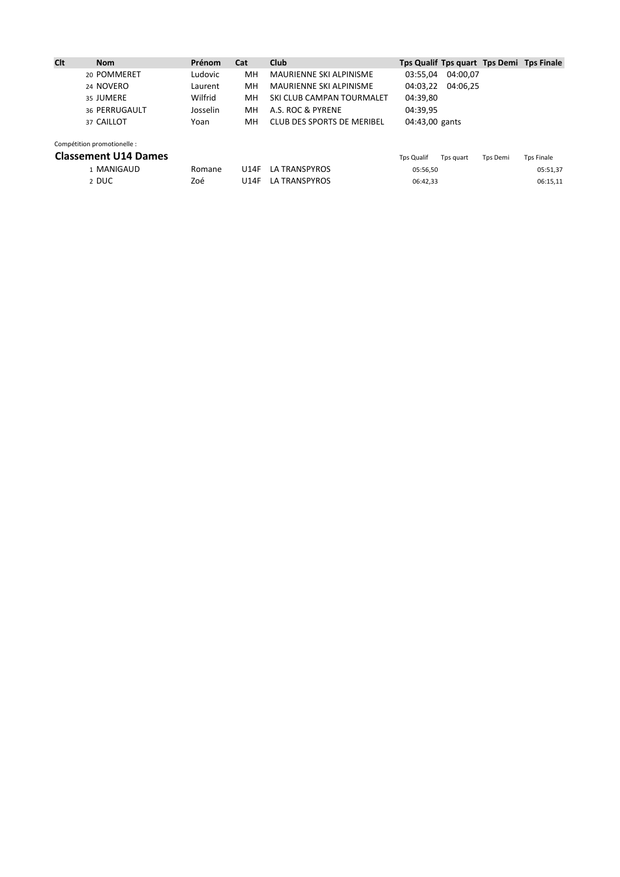| Clt | Nom | Prénom | Cat | Club | Tps Qualif | Tps quart | Tps Demi | Tps Finale |
|---|---|---|---|---|---|---|---|---|
| 20 | POMMERET | Ludovic | MH | MAURIENNE SKI ALPINISME | 03:55,04 | 04:00,07 | | |
| 24 | NOVERO | Laurent | MH | MAURIENNE SKI ALPINISME | 04:03,22 | 04:06,25 | | |
| 35 | JUMERE | Wilfrid | MH | SKI CLUB CAMPAN TOURMALET | 04:39,80 | | | |
| 36 | PERRUGAULT | Josselin | MH | A.S. ROC & PYRENE | 04:39,95 | | | |
| 37 | CAILLOT | Yoan | MH | CLUB DES SPORTS DE MERIBEL | 04:43,00 gants | | | |

Compétition promotionelle :

## Classement U14 Dames

| Clt | Nom | Prénom | Cat | Club | Tps Qualif | Tps quart | Tps Demi | Tps Finale |
|---|---|---|---|---|---|---|---|---|
| 1 | MANIGAUD | Romane | U14F | LA TRANSPYROS | 05:56,50 | | | 05:51,37 |
| 2 | DUC | Zoé | U14F | LA TRANSPYROS | 06:42,33 | | | 06:15,11 |